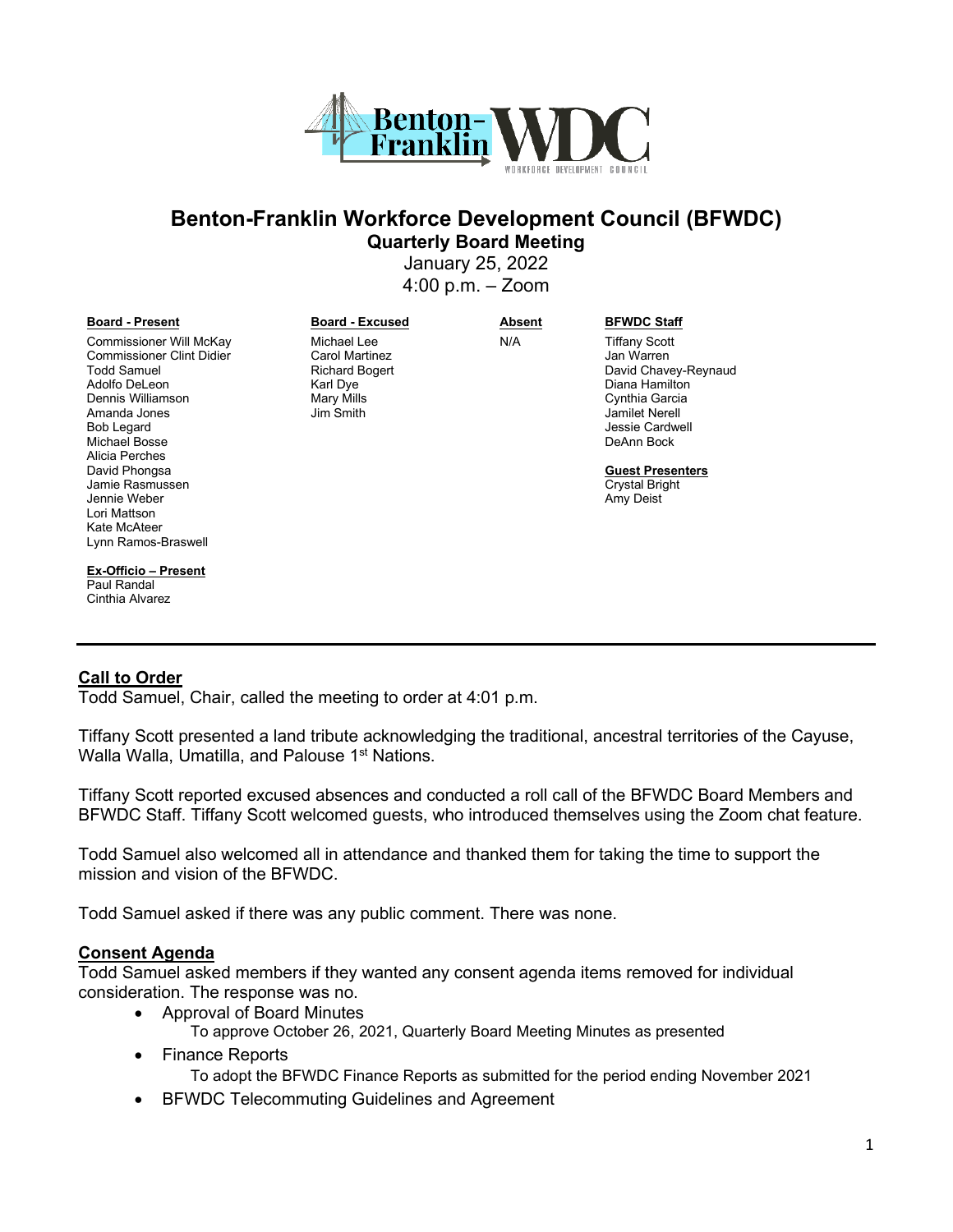# Benton-Franklin Workforce Development Council (BFWDC)

## Quarterly Board Meeting

January 25, 2022

4:00 p.m. – Zoom

| Board - Present | Board - Excused | Absent | BFWDC Staff |
|---|---|---|---|
| Commissioner Will McKay | Michael Lee | N/A | Tiffany Scott |
| Commissioner Clint Didier | Carol Martinez | | Jan Warren |
| Todd Samuel | Richard Bogert | | David Chavey-Reynaud |
| Adolfo DeLeon | Karl Dye | | Diana Hamilton |
| Dennis Williamson | Mary Mills | | Cynthia Garcia |
| Amanda Jones | Jim Smith | | Jamilet Nerell |
| Bob Legard | | | Jessie Cardwell |
| Michael Bosse | | | DeAnn Bock |
| Alicia Perches | | | |
| David Phongsa | | | **Guest Presenters** |
| Jamie Rasmussen | | | Crystal Bright |
| Jennie Weber | | | Amy Deist |
| Lori Mattson | | | |
| Kate McAteer | | | |
| Lynn Ramos-Braswell | | | |

**Ex-Officio – Present**
Paul Randal
Cinthia Alvarez

---

### Call to Order

Todd Samuel, Chair, called the meeting to order at 4:01 p.m.

Tiffany Scott presented a land tribute acknowledging the traditional, ancestral territories of the Cayuse, Walla Walla, Umatilla, and Palouse 1st Nations.

Tiffany Scott reported excused absences and conducted a roll call of the BFWDC Board Members and BFWDC Staff. Tiffany Scott welcomed guests, who introduced themselves using the Zoom chat feature.

Todd Samuel also welcomed all in attendance and thanked them for taking the time to support the mission and vision of the BFWDC.

Todd Samuel asked if there was any public comment. There was none.

### Consent Agenda

Todd Samuel asked members if they wanted any consent agenda items removed for individual consideration. The response was no.

- Approval of Board Minutes
  To approve October 26, 2021, Quarterly Board Meeting Minutes as presented
- Finance Reports
  To adopt the BFWDC Finance Reports as submitted for the period ending November 2021
- BFWDC Telecommuting Guidelines and Agreement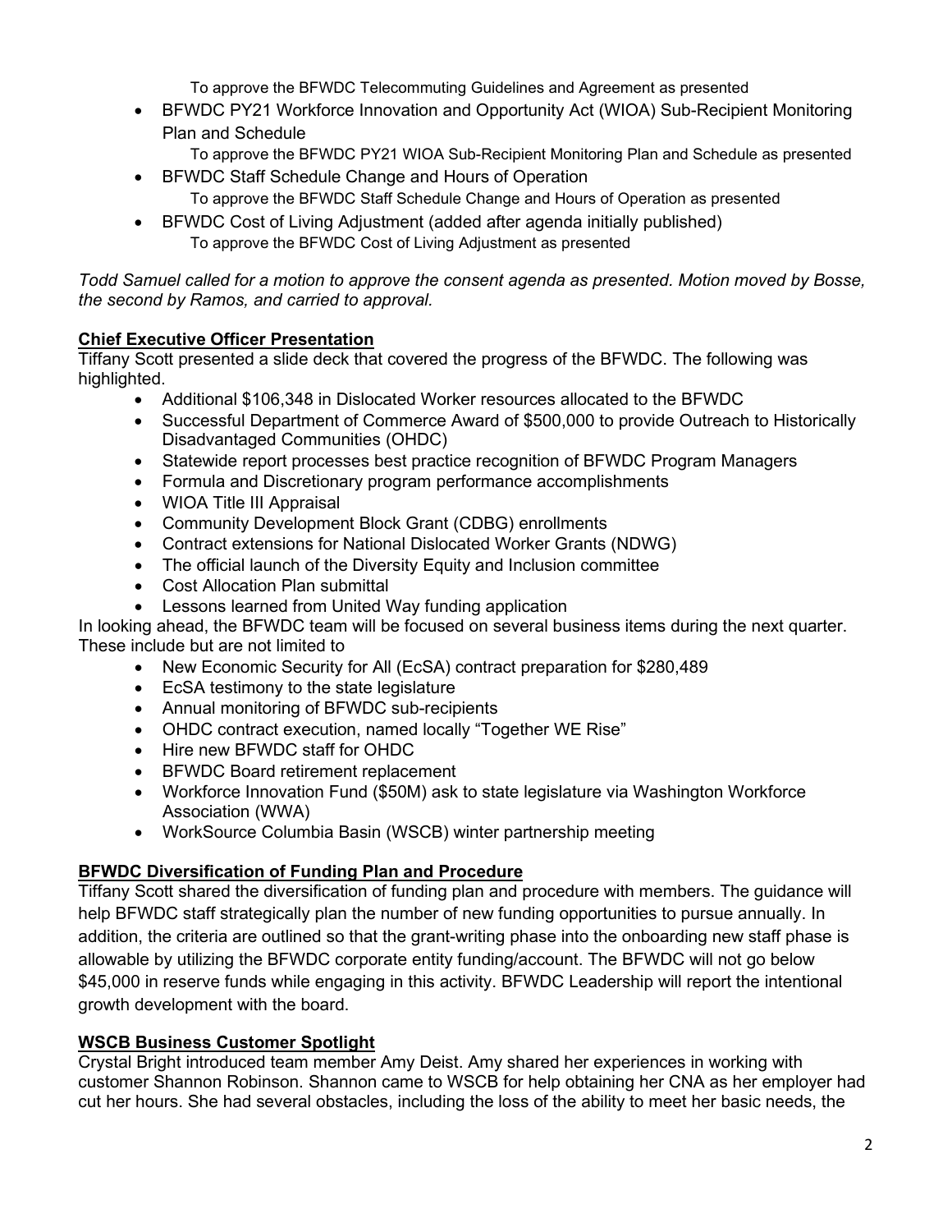To approve the BFWDC Telecommuting Guidelines and Agreement as presented

- BFWDC PY21 Workforce Innovation and Opportunity Act (WIOA) Sub-Recipient Monitoring Plan and Schedule
  To approve the BFWDC PY21 WIOA Sub-Recipient Monitoring Plan and Schedule as presented
- BFWDC Staff Schedule Change and Hours of Operation
  To approve the BFWDC Staff Schedule Change and Hours of Operation as presented
- BFWDC Cost of Living Adjustment (added after agenda initially published)
  To approve the BFWDC Cost of Living Adjustment as presented

*Todd Samuel called for a motion to approve the consent agenda as presented. Motion moved by Bosse, the second by Ramos, and carried to approval.*

**Chief Executive Officer Presentation**

Tiffany Scott presented a slide deck that covered the progress of the BFWDC. The following was highlighted.

- Additional $106,348 in Dislocated Worker resources allocated to the BFWDC
- Successful Department of Commerce Award of $500,000 to provide Outreach to Historically Disadvantaged Communities (OHDC)
- Statewide report processes best practice recognition of BFWDC Program Managers
- Formula and Discretionary program performance accomplishments
- WIOA Title III Appraisal
- Community Development Block Grant (CDBG) enrollments
- Contract extensions for National Dislocated Worker Grants (NDWG)
- The official launch of the Diversity Equity and Inclusion committee
- Cost Allocation Plan submittal
- Lessons learned from United Way funding application

In looking ahead, the BFWDC team will be focused on several business items during the next quarter. These include but are not limited to

- New Economic Security for All (EcSA) contract preparation for $280,489
- EcSA testimony to the state legislature
- Annual monitoring of BFWDC sub-recipients
- OHDC contract execution, named locally "Together WE Rise"
- Hire new BFWDC staff for OHDC
- BFWDC Board retirement replacement
- Workforce Innovation Fund ($50M) ask to state legislature via Washington Workforce Association (WWA)
- WorkSource Columbia Basin (WSCB) winter partnership meeting

**BFWDC Diversification of Funding Plan and Procedure**

Tiffany Scott shared the diversification of funding plan and procedure with members. The guidance will help BFWDC staff strategically plan the number of new funding opportunities to pursue annually. In addition, the criteria are outlined so that the grant-writing phase into the onboarding new staff phase is allowable by utilizing the BFWDC corporate entity funding/account. The BFWDC will not go below $45,000 in reserve funds while engaging in this activity. BFWDC Leadership will report the intentional growth development with the board.

**WSCB Business Customer Spotlight**

Crystal Bright introduced team member Amy Deist. Amy shared her experiences in working with customer Shannon Robinson. Shannon came to WSCB for help obtaining her CNA as her employer had cut her hours. She had several obstacles, including the loss of the ability to meet her basic needs, the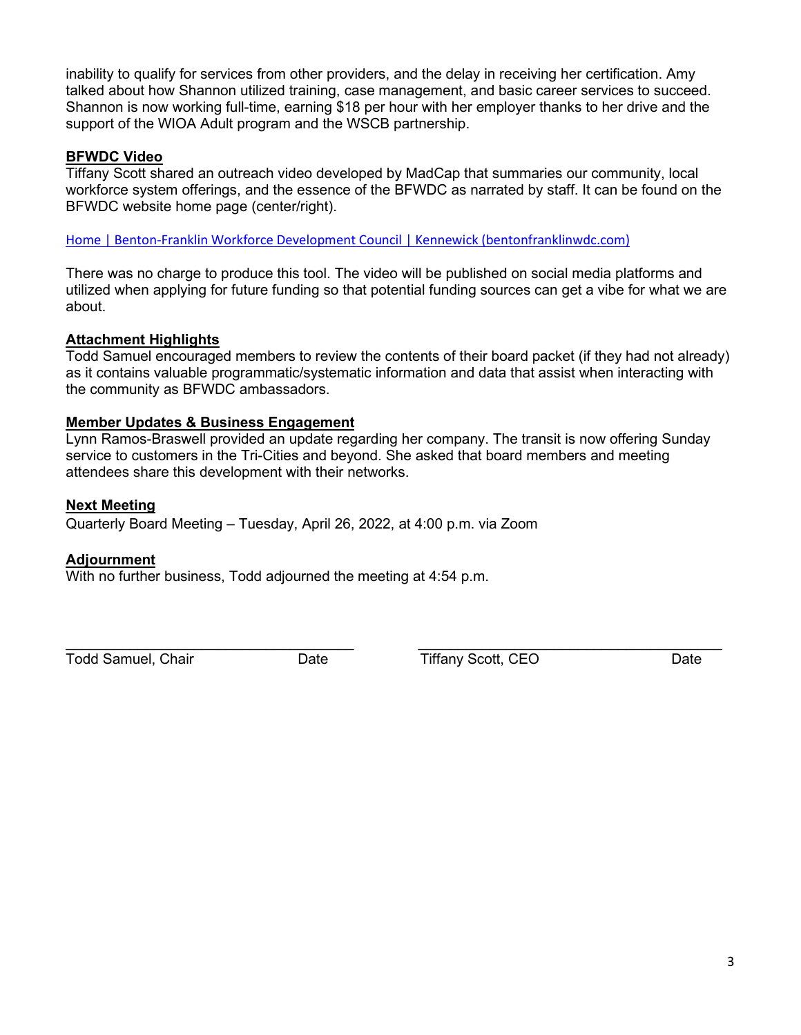inability to qualify for services from other providers, and the delay in receiving her certification. Amy talked about how Shannon utilized training, case management, and basic career services to succeed. Shannon is now working full-time, earning $18 per hour with her employer thanks to her drive and the support of the WIOA Adult program and the WSCB partnership.

**BFWDC Video**

Tiffany Scott shared an outreach video developed by MadCap that summaries our community, local workforce system offerings, and the essence of the BFWDC as narrated by staff. It can be found on the BFWDC website home page (center/right).

[Home | Benton-Franklin Workforce Development Council | Kennewick (bentonfranklinwdc.com)](bentonfranklinwdc.com)

There was no charge to produce this tool. The video will be published on social media platforms and utilized when applying for future funding so that potential funding sources can get a vibe for what we are about.

**Attachment Highlights**

Todd Samuel encouraged members to review the contents of their board packet (if they had not already) as it contains valuable programmatic/systematic information and data that assist when interacting with the community as BFWDC ambassadors.

**Member Updates & Business Engagement**

Lynn Ramos-Braswell provided an update regarding her company. The transit is now offering Sunday service to customers in the Tri-Cities and beyond. She asked that board members and meeting attendees share this development with their networks.

**Next Meeting**

Quarterly Board Meeting – Tuesday, April 26, 2022, at 4:00 p.m. via Zoom

**Adjournment**

With no further business, Todd adjourned the meeting at 4:54 p.m.

\_\_\_\_\_\_\_\_\_\_\_\_\_\_\_\_\_\_\_\_\_\_\_\_\_\_\_\_\_\_\_\_\_\_\_\_
Todd Samuel, Chair          Date

\_\_\_\_\_\_\_\_\_\_\_\_\_\_\_\_\_\_\_\_\_\_\_\_\_\_\_\_\_\_\_\_\_\_\_\_
Tiffany Scott, CEO          Date